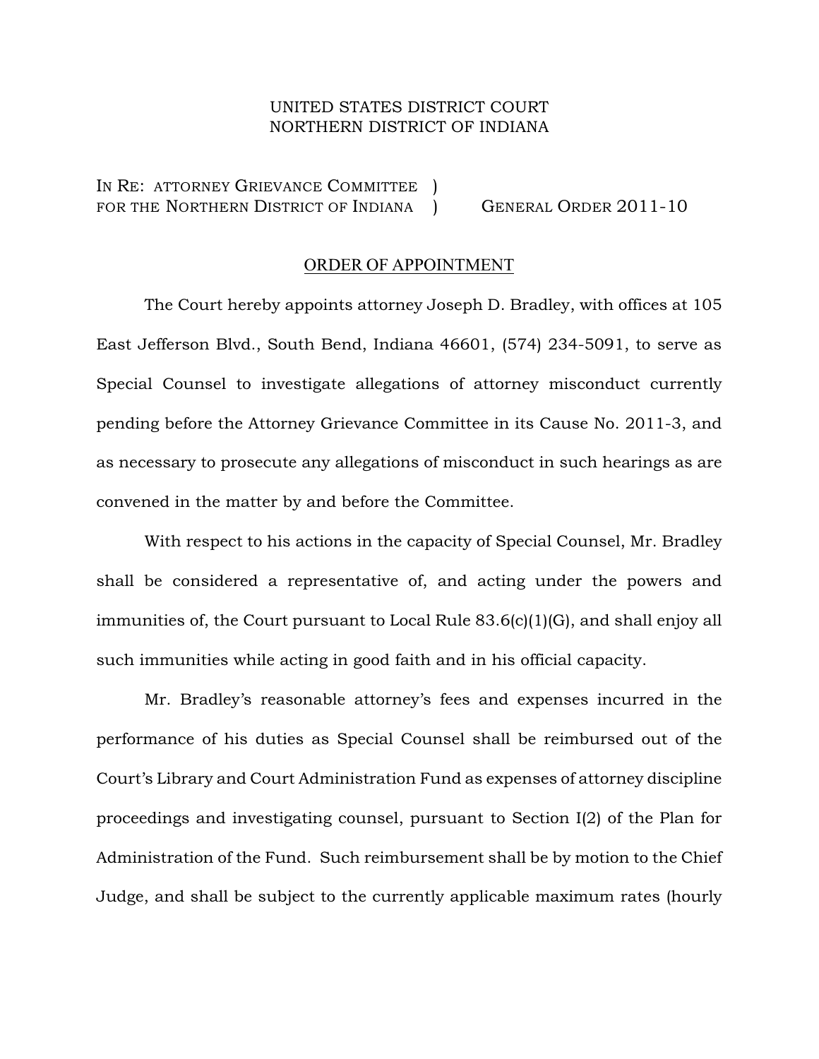UNITED STATES DISTRICT COURT
NORTHERN DISTRICT OF INDIANA

IN RE: ATTORNEY GRIEVANCE COMMITTEE )
FOR THE NORTHERN DISTRICT OF INDIANA ) GENERAL ORDER 2011-10

## ORDER OF APPOINTMENT

The Court hereby appoints attorney Joseph D. Bradley, with offices at 105 East Jefferson Blvd., South Bend, Indiana 46601, (574) 234-5091, to serve as Special Counsel to investigate allegations of attorney misconduct currently pending before the Attorney Grievance Committee in its Cause No. 2011-3, and as necessary to prosecute any allegations of misconduct in such hearings as are convened in the matter by and before the Committee.

With respect to his actions in the capacity of Special Counsel, Mr. Bradley shall be considered a representative of, and acting under the powers and immunities of, the Court pursuant to Local Rule 83.6(c)(1)(G), and shall enjoy all such immunities while acting in good faith and in his official capacity.

Mr. Bradley's reasonable attorney's fees and expenses incurred in the performance of his duties as Special Counsel shall be reimbursed out of the Court's Library and Court Administration Fund as expenses of attorney discipline proceedings and investigating counsel, pursuant to Section I(2) of the Plan for Administration of the Fund. Such reimbursement shall be by motion to the Chief Judge, and shall be subject to the currently applicable maximum rates (hourly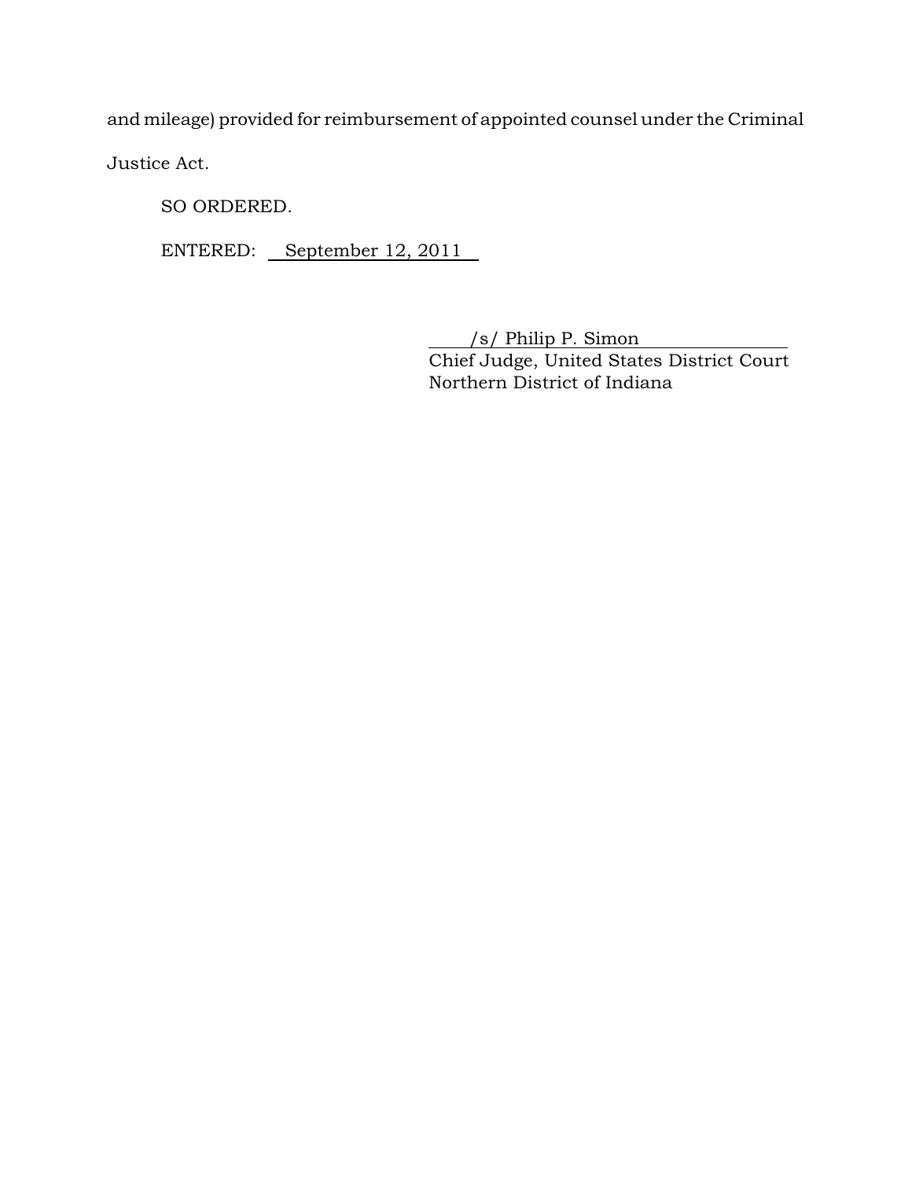and mileage) provided for reimbursement of appointed counsel under the Criminal Justice Act.

SO ORDERED.

ENTERED: September 12, 2011

/s/ Philip P. Simon
Chief Judge, United States District Court
Northern District of Indiana